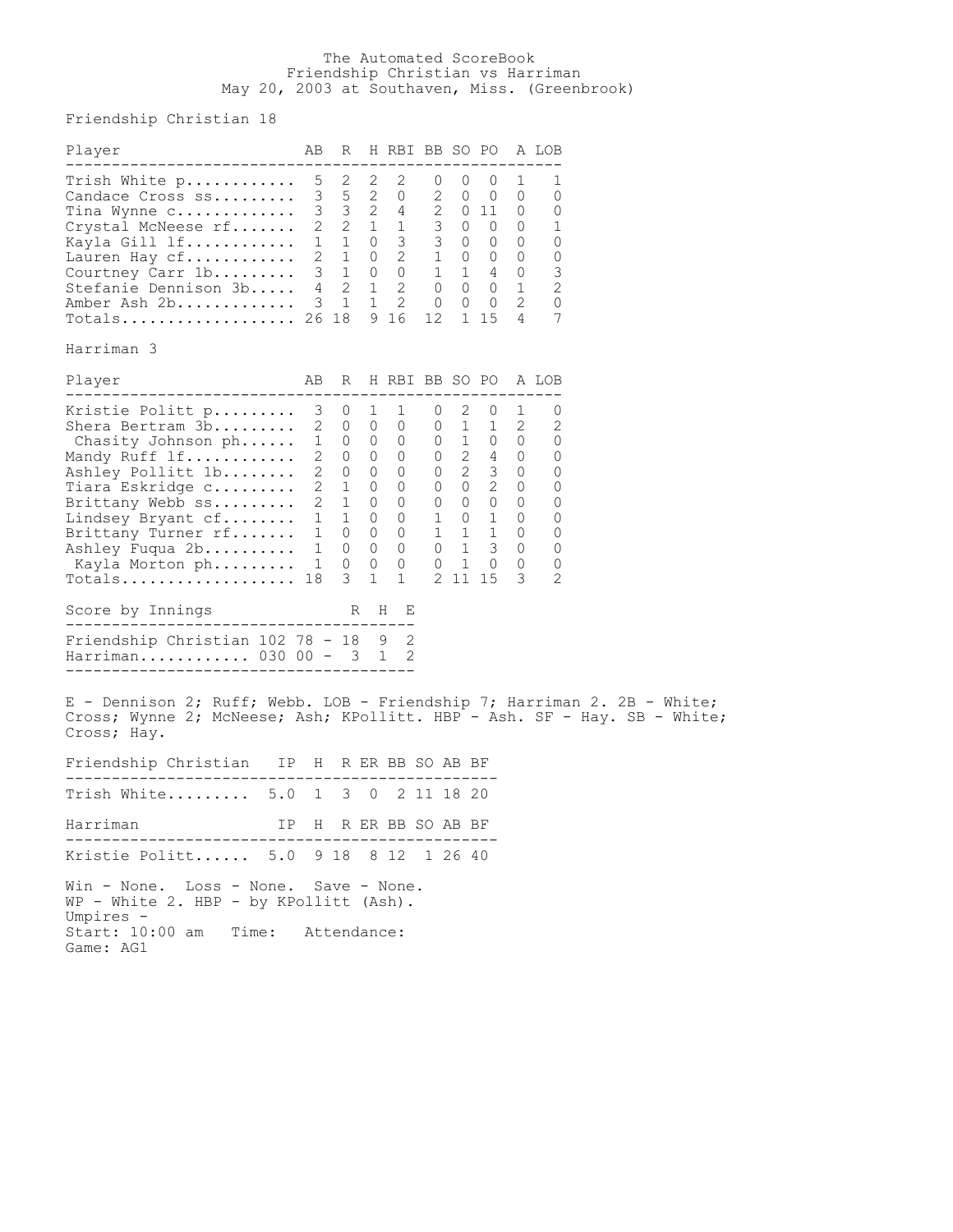# The Automated ScoreBook
## Friendship Christian vs Harriman
### May 20, 2003 at Southaven, Miss. (Greenbrook)

**Friendship Christian 18**

| Player | AB | R | H | RBI | BB | SO | PO | A | LOB |
|---|---|---|---|---|---|---|---|---|---|
| Trish White p | 5 | 2 | 2 | 2 | 0 | 0 | 0 | 1 | 1 |
| Candace Cross ss | 3 | 5 | 2 | 0 | 2 | 0 | 0 | 0 | 0 |
| Tina Wynne c | 3 | 3 | 2 | 4 | 2 | 0 | 11 | 0 | 0 |
| Crystal McNeese rf | 2 | 2 | 1 | 1 | 3 | 0 | 0 | 0 | 1 |
| Kayla Gill lf | 1 | 1 | 0 | 3 | 3 | 0 | 0 | 0 | 0 |
| Lauren Hay cf | 2 | 1 | 0 | 2 | 1 | 0 | 0 | 0 | 0 |
| Courtney Carr 1b | 3 | 1 | 0 | 0 | 1 | 1 | 4 | 0 | 3 |
| Stefanie Dennison 3b | 4 | 2 | 1 | 2 | 0 | 0 | 0 | 1 | 2 |
| Amber Ash 2b | 3 | 1 | 1 | 2 | 0 | 0 | 0 | 2 | 0 |
| Totals | 26 | 18 | 9 | 16 | 12 | 1 | 15 | 4 | 7 |

**Harriman 3**

| Player | AB | R | H | RBI | BB | SO | PO | A | LOB |
|---|---|---|---|---|---|---|---|---|---|
| Kristie Politt p | 3 | 0 | 1 | 1 | 0 | 2 | 0 | 1 | 0 |
| Shera Bertram 3b | 2 | 0 | 0 | 0 | 0 | 1 | 1 | 2 | 2 |
| Chasity Johnson ph | 1 | 0 | 0 | 0 | 0 | 1 | 0 | 0 | 0 |
| Mandy Ruff lf | 2 | 0 | 0 | 0 | 0 | 2 | 4 | 0 | 0 |
| Ashley Pollitt 1b | 2 | 0 | 0 | 0 | 0 | 2 | 3 | 0 | 0 |
| Tiara Eskridge c | 2 | 1 | 0 | 0 | 0 | 0 | 2 | 0 | 0 |
| Brittany Webb ss | 2 | 1 | 0 | 0 | 0 | 0 | 0 | 0 | 0 |
| Lindsey Bryant cf | 1 | 1 | 0 | 0 | 1 | 0 | 1 | 0 | 0 |
| Brittany Turner rf | 1 | 0 | 0 | 0 | 1 | 1 | 1 | 0 | 0 |
| Ashley Fuqua 2b | 1 | 0 | 0 | 0 | 0 | 1 | 3 | 0 | 0 |
| Kayla Morton ph | 1 | 0 | 0 | 0 | 0 | 1 | 0 | 0 | 0 |
| Totals | 18 | 3 | 1 | 1 | 2 | 11 | 15 | 3 | 2 |

| Score by Innings | | R | H | E |
|---|---|---|---|---|
| Friendship Christian | 102 78 | 18 | 9 | 2 |
| Harriman | 030 00 | 3 | 1 | 2 |

E - Dennison 2; Ruff; Webb. LOB - Friendship 7; Harriman 2. 2B - White; Cross; Wynne 2; McNeese; Ash; KPollitt. HBP - Ash. SF - Hay. SB - White; Cross; Hay.

| Friendship Christian | IP | H | R | ER | BB | SO | AB | BF |
|---|---|---|---|---|---|---|---|---|
| Trish White | 5.0 | 1 | 3 | 0 | 2 | 11 | 18 | 20 |

| Harriman | IP | H | R | ER | BB | SO | AB | BF |
|---|---|---|---|---|---|---|---|---|
| Kristie Politt | 5.0 | 9 | 18 | 8 | 12 | 1 | 26 | 40 |

Win - None. Loss - None. Save - None.
WP - White 2. HBP - by KPollitt (Ash).
Umpires -
Start: 10:00 am Time: Attendance:
Game: AG1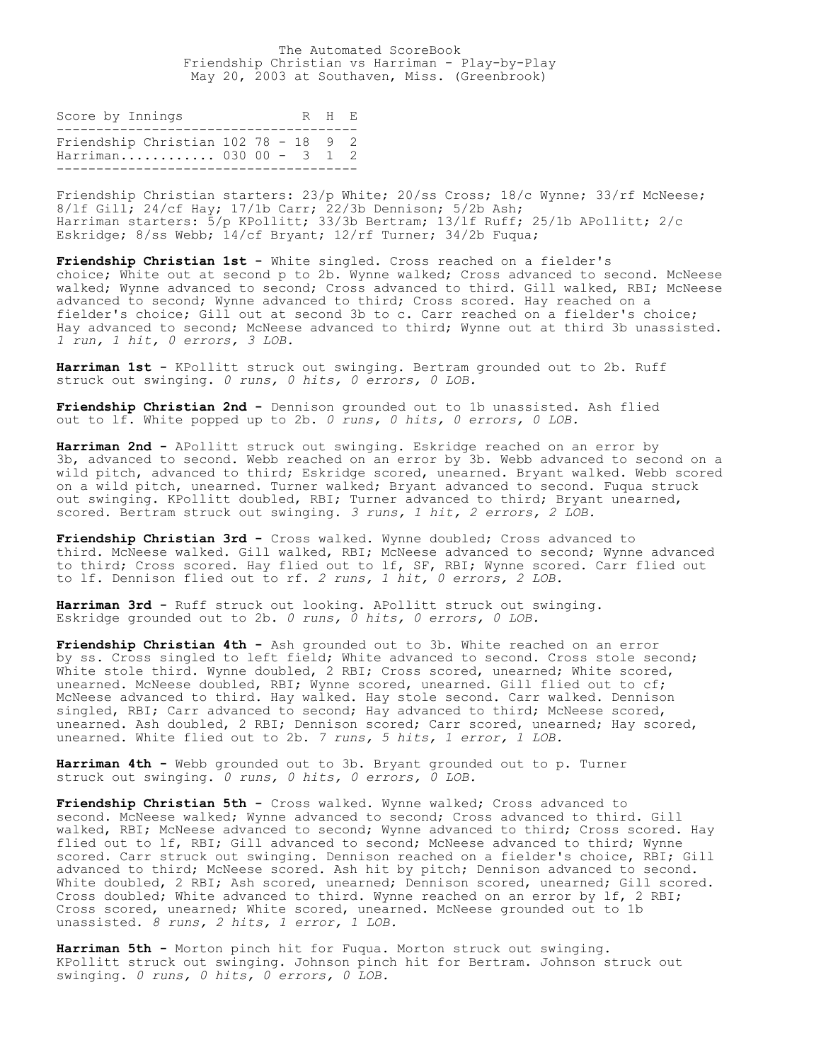The Automated ScoreBook
Friendship Christian vs Harriman - Play-by-Play
May 20, 2003 at Southaven, Miss. (Greenbrook)

| Score by Innings | | R | H | E |
|---|---|---|---|---|
| Friendship Christian | 102 78 - | 18 | 9 | 2 |
| Harriman............ | 030 00 - | 3 | 1 | 2 |

Friendship Christian starters: 23/p White; 20/ss Cross; 18/c Wynne; 33/rf McNeese; 8/lf Gill; 24/cf Hay; 17/1b Carr; 22/3b Dennison; 5/2b Ash;
Harriman starters: 5/p KPollitt; 33/3b Bertram; 13/lf Ruff; 25/1b APollitt; 2/c Eskridge; 8/ss Webb; 14/cf Bryant; 12/rf Turner; 34/2b Fuqua;

**Friendship Christian 1st -** White singled. Cross reached on a fielder's choice; White out at second p to 2b. Wynne walked; Cross advanced to second. McNeese walked; Wynne advanced to second; Cross advanced to third. Gill walked, RBI; McNeese advanced to second; Wynne advanced to third; Cross scored. Hay reached on a fielder's choice; Gill out at second 3b to c. Carr reached on a fielder's choice; Hay advanced to second; McNeese advanced to third; Wynne out at third 3b unassisted. *1 run, 1 hit, 0 errors, 3 LOB.*

**Harriman 1st -** KPollitt struck out swinging. Bertram grounded out to 2b. Ruff struck out swinging. *0 runs, 0 hits, 0 errors, 0 LOB.*

**Friendship Christian 2nd -** Dennison grounded out to 1b unassisted. Ash flied out to lf. White popped up to 2b. *0 runs, 0 hits, 0 errors, 0 LOB.*

**Harriman 2nd -** APollitt struck out swinging. Eskridge reached on an error by 3b, advanced to second. Webb reached on an error by 3b. Webb advanced to second on a wild pitch, advanced to third; Eskridge scored, unearned. Bryant walked. Webb scored on a wild pitch, unearned. Turner walked; Bryant advanced to second. Fuqua struck out swinging. KPollitt doubled, RBI; Turner advanced to third; Bryant unearned, scored. Bertram struck out swinging. *3 runs, 1 hit, 2 errors, 2 LOB.*

**Friendship Christian 3rd -** Cross walked. Wynne doubled; Cross advanced to third. McNeese walked. Gill walked, RBI; McNeese advanced to second; Wynne advanced to third; Cross scored. Hay flied out to lf, SF, RBI; Wynne scored. Carr flied out to lf. Dennison flied out to rf. *2 runs, 1 hit, 0 errors, 2 LOB.*

**Harriman 3rd -** Ruff struck out looking. APollitt struck out swinging. Eskridge grounded out to 2b. *0 runs, 0 hits, 0 errors, 0 LOB.*

**Friendship Christian 4th -** Ash grounded out to 3b. White reached on an error by ss. Cross singled to left field; White advanced to second. Cross stole second; White stole third. Wynne doubled, 2 RBI; Cross scored, unearned; White scored, unearned. McNeese doubled, RBI; Wynne scored, unearned. Gill flied out to cf; McNeese advanced to third. Hay walked. Hay stole second. Carr walked. Dennison singled, RBI; Carr advanced to second; Hay advanced to third; McNeese scored, unearned. Ash doubled, 2 RBI; Dennison scored; Carr scored, unearned; Hay scored, unearned. White flied out to 2b. *7 runs, 5 hits, 1 error, 1 LOB.*

**Harriman 4th -** Webb grounded out to 3b. Bryant grounded out to p. Turner struck out swinging. *0 runs, 0 hits, 0 errors, 0 LOB.*

**Friendship Christian 5th -** Cross walked. Wynne walked; Cross advanced to second. McNeese walked; Wynne advanced to second; Cross advanced to third. Gill walked, RBI; McNeese advanced to second; Wynne advanced to third; Cross scored. Hay flied out to lf, RBI; Gill advanced to second; McNeese advanced to third; Wynne scored. Carr struck out swinging. Dennison reached on a fielder's choice, RBI; Gill advanced to third; McNeese scored. Ash hit by pitch; Dennison advanced to second. White doubled, 2 RBI; Ash scored, unearned; Dennison scored, unearned; Gill scored. Cross doubled; White advanced to third. Wynne reached on an error by lf, 2 RBI; Cross scored, unearned; White scored, unearned. McNeese grounded out to 1b unassisted. *8 runs, 2 hits, 1 error, 1 LOB.*

**Harriman 5th -** Morton pinch hit for Fuqua. Morton struck out swinging. KPollitt struck out swinging. Johnson pinch hit for Bertram. Johnson struck out swinging. *0 runs, 0 hits, 0 errors, 0 LOB.*